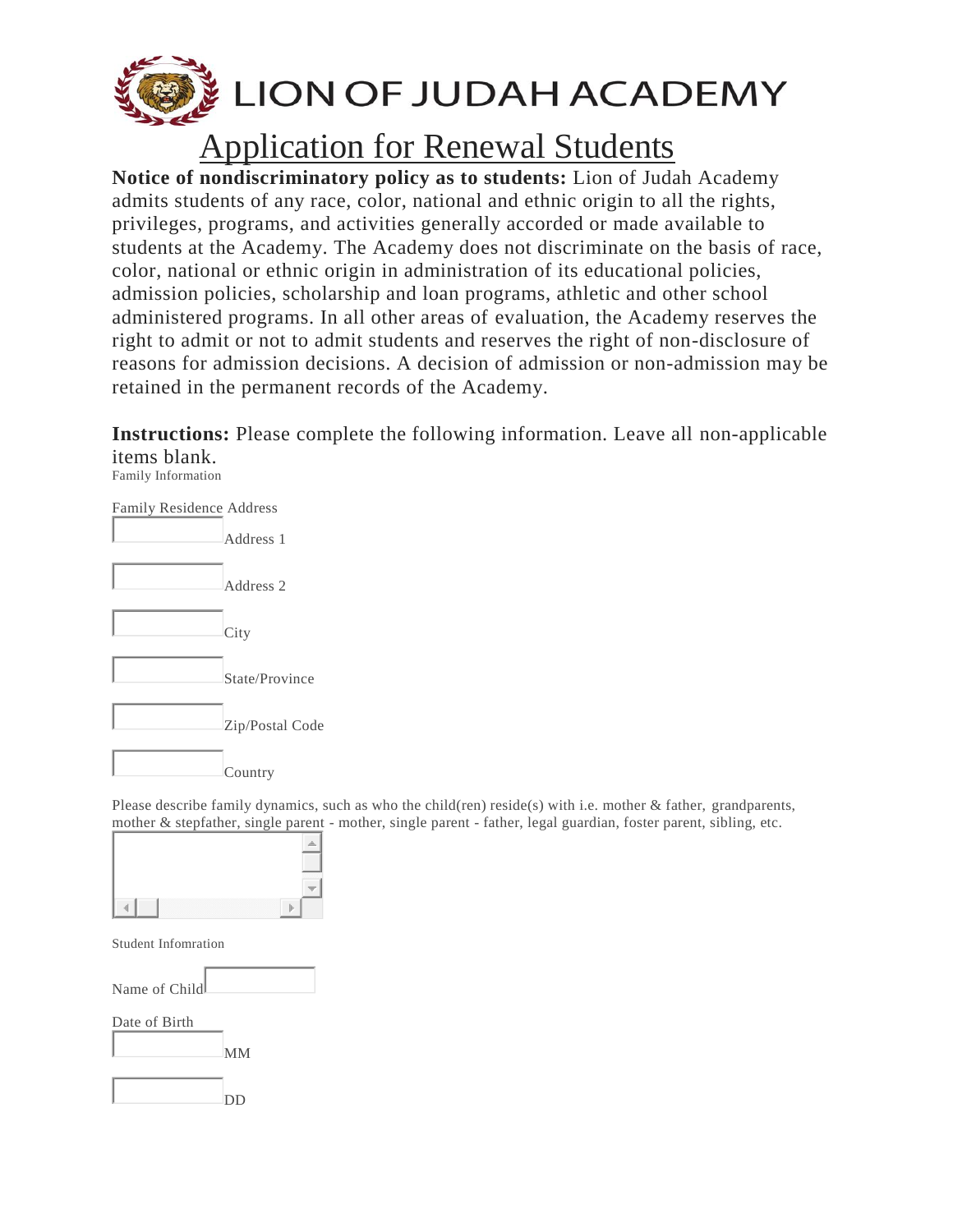# LION OF JUDAH ACADEMY

## Application for Renewal Students

**Notice of nondiscriminatory policy as to students:** Lion of Judah Academy admits students of any race, color, national and ethnic origin to all the rights, privileges, programs, and activities generally accorded or made available to students at the Academy. The Academy does not discriminate on the basis of race, color, national or ethnic origin in administration of its educational policies, admission policies, scholarship and loan programs, athletic and other school administered programs. In all other areas of evaluation, the Academy reserves the right to admit or not to admit students and reserves the right of non-disclosure of reasons for admission decisions. A decision of admission or non-admission may be retained in the permanent records of the Academy.

**Instructions:** Please complete the following information. Leave all non-applicable items blank.

Family Information

Family Residence Address

Address 1

Address 2

City

State/Province

Zip/Postal Code

Country

Please describe family dynamics, such as who the child(ren) reside(s) with i.e. mother & father, grandparents, mother & stepfather, single parent - mother, single parent - father, legal guardian, foster parent, sibling, etc.

Student Infomration

Name of Child

Date of Birth

MM

DD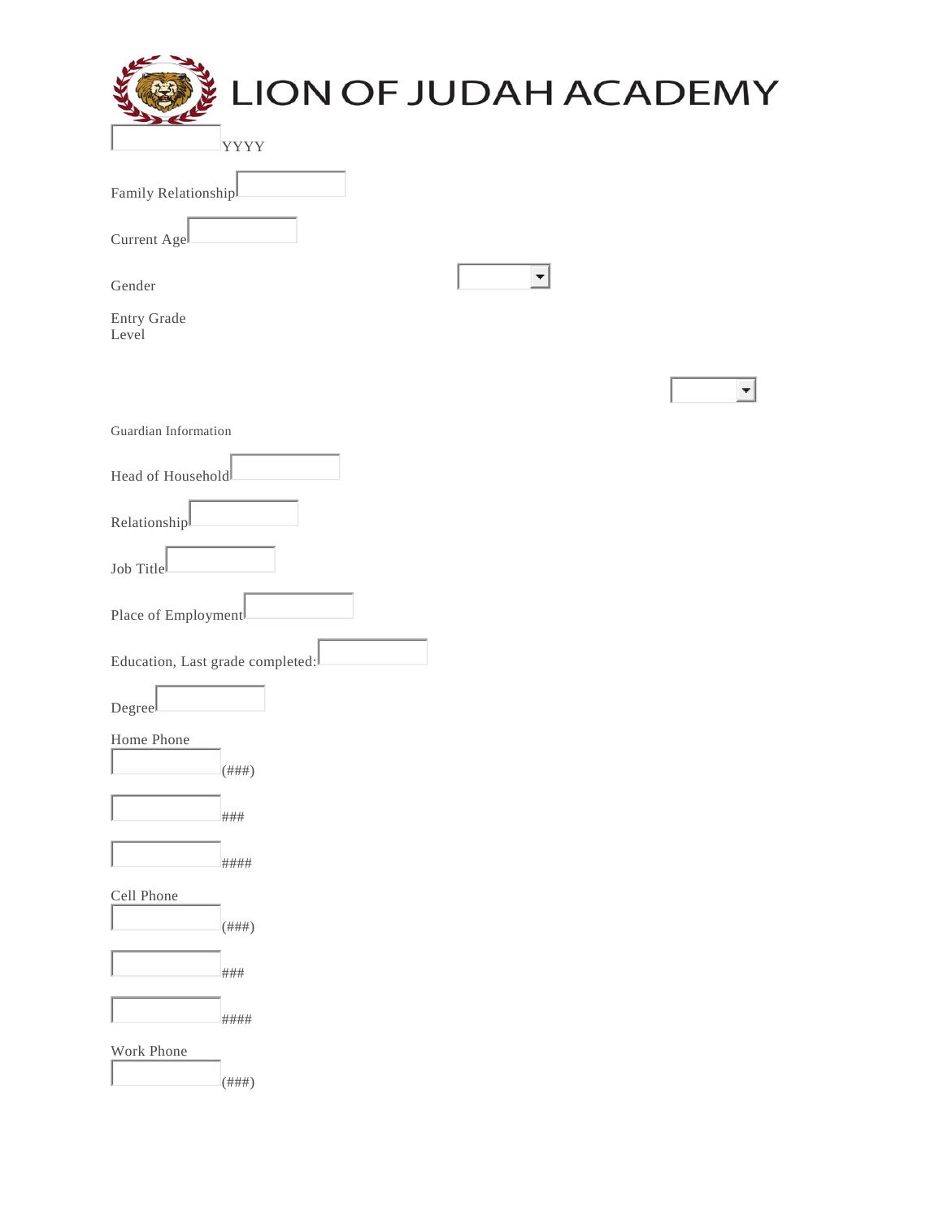# LION OF JUDAH ACADEMY

YYYY

Family Relationship

Current Age

Gender

Entry Grade Level

Guardian Information

Head of Household

Relationship

Job Title

Place of Employment

Education, Last grade completed:

Degree

Home Phone

(###)

###

####

Cell Phone

(###)

###

####

Work Phone

(###)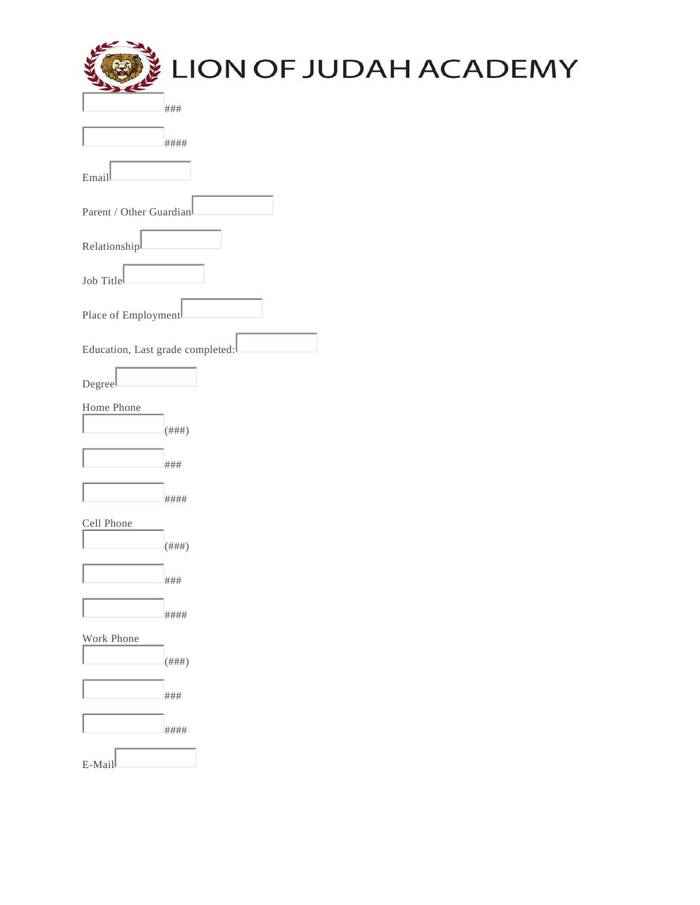# LION OF JUDAH ACADEMY

###

####

Email

Parent / Other Guardian

Relationship

Job Title

Place of Employment

Education, Last grade completed:

Degree

Home Phone

(###)

###

####

Cell Phone

(###)

###

####

Work Phone

(###)

###

####

E-Mail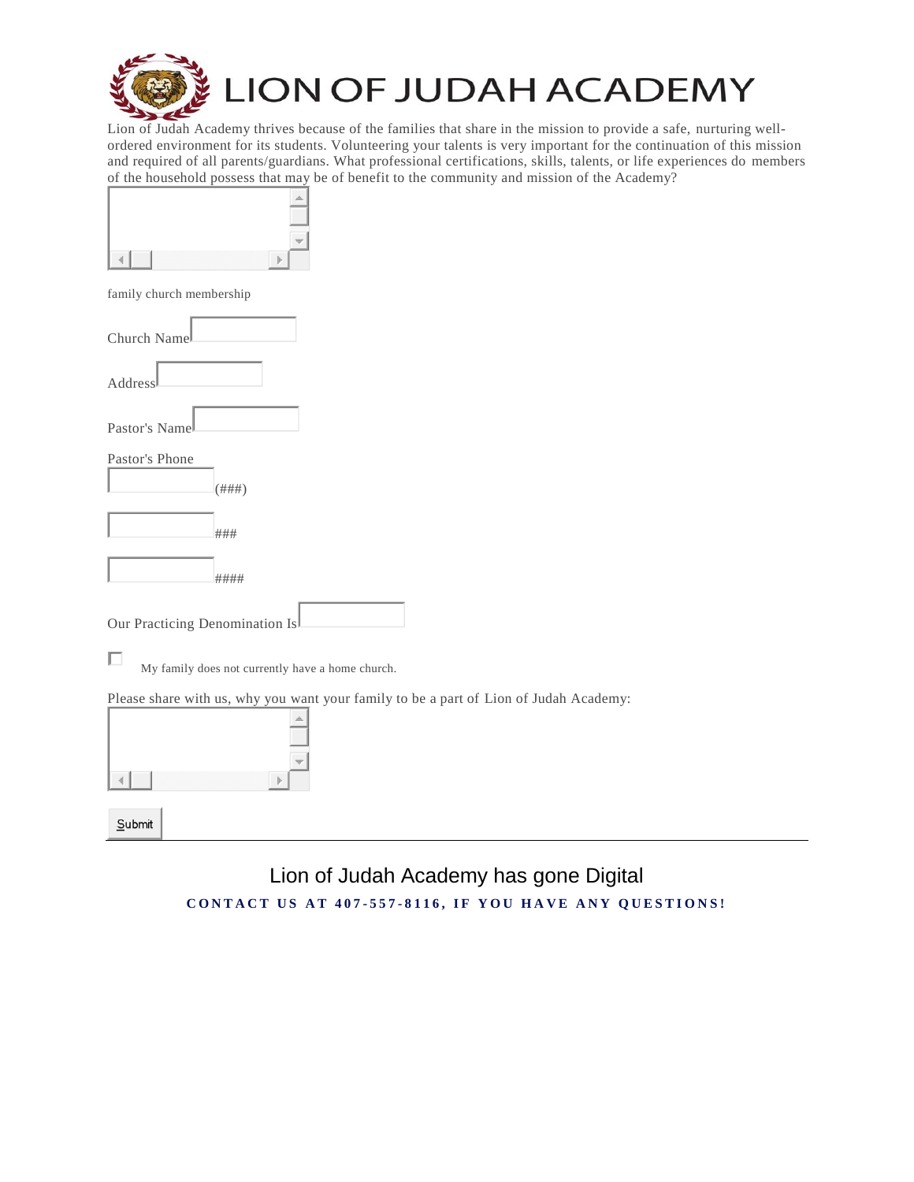# LION OF JUDAH ACADEMY

Lion of Judah Academy thrives because of the families that share in the mission to provide a safe, nurturing well-ordered environment for its students. Volunteering your talents is very important for the continuation of this mission and required of all parents/guardians. What professional certifications, skills, talents, or life experiences do members of the household possess that may be of benefit to the community and mission of the Academy?

family church membership

Church Name

Address

Pastor's Name

Pastor's Phone

(###)

###

####

Our Practicing Denomination Is

☐ My family does not currently have a home church.

Please share with us, why you want your family to be a part of Lion of Judah Academy:

Submit

---

Lion of Judah Academy has gone Digital

**CONTACT US AT 407-557-8116, IF YOU HAVE ANY QUESTIONS!**